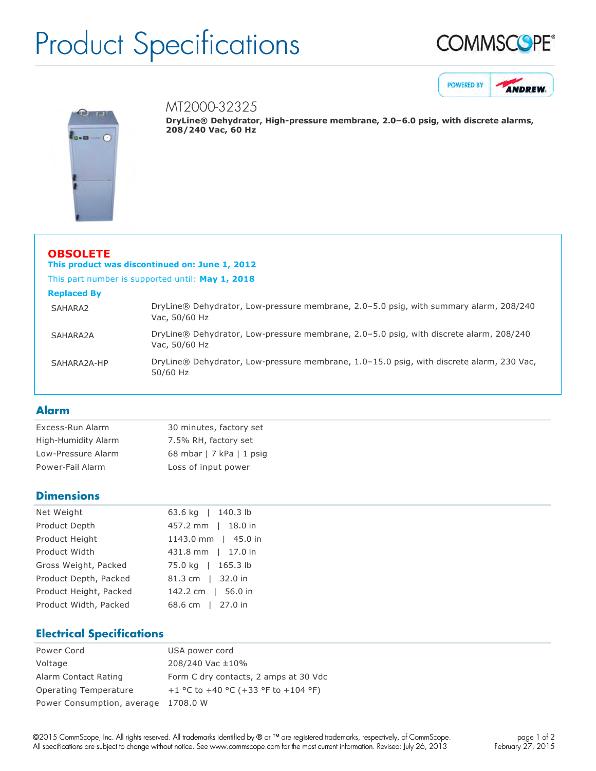# Product Specifications

COMMSCOPE®

POWERED BY ANDREW®

## MT2000-32325

**DryLine® Dehydrator, High-pressure membrane, 2.0–6.0 psig, with discrete alarms, 208/240 Vac, 60 Hz**

**OBSOLETE**

**This product was discontinued on: June 1, 2012**

This part number is supported until: **May 1, 2018**

**Replaced By**

| | |
|---|---|
| SAHARA2 | DryLine® Dehydrator, Low-pressure membrane, 2.0–5.0 psig, with summary alarm, 208/240 Vac, 50/60 Hz |
| SAHARA2A | DryLine® Dehydrator, Low-pressure membrane, 2.0–5.0 psig, with discrete alarm, 208/240 Vac, 50/60 Hz |
| SAHARA2A-HP | DryLine® Dehydrator, Low-pressure membrane, 1.0–15.0 psig, with discrete alarm, 230 Vac, 50/60 Hz |

## Alarm

| | |
|---|---|
| Excess-Run Alarm | 30 minutes, factory set |
| High-Humidity Alarm | 7.5% RH, factory set |
| Low-Pressure Alarm | 68 mbar \| 7 kPa \| 1 psig |
| Power-Fail Alarm | Loss of input power |

## Dimensions

| | |
|---|---|
| Net Weight | 63.6 kg \| 140.3 lb |
| Product Depth | 457.2 mm \| 18.0 in |
| Product Height | 1143.0 mm \| 45.0 in |
| Product Width | 431.8 mm \| 17.0 in |
| Gross Weight, Packed | 75.0 kg \| 165.3 lb |
| Product Depth, Packed | 81.3 cm \| 32.0 in |
| Product Height, Packed | 142.2 cm \| 56.0 in |
| Product Width, Packed | 68.6 cm \| 27.0 in |

## Electrical Specifications

| | |
|---|---|
| Power Cord | USA power cord |
| Voltage | 208/240 Vac ±10% |
| Alarm Contact Rating | Form C dry contacts, 2 amps at 30 Vdc |
| Operating Temperature | +1 °C to +40 °C (+33 °F to +104 °F) |
| Power Consumption, average | 1708.0 W |

©2015 CommScope, Inc. All rights reserved. All trademarks identified by ® or ™ are registered trademarks, respectively, of CommScope. All specifications are subject to change without notice. See www.commscope.com for the most current information. Revised: July 26, 2013

February 27, 2015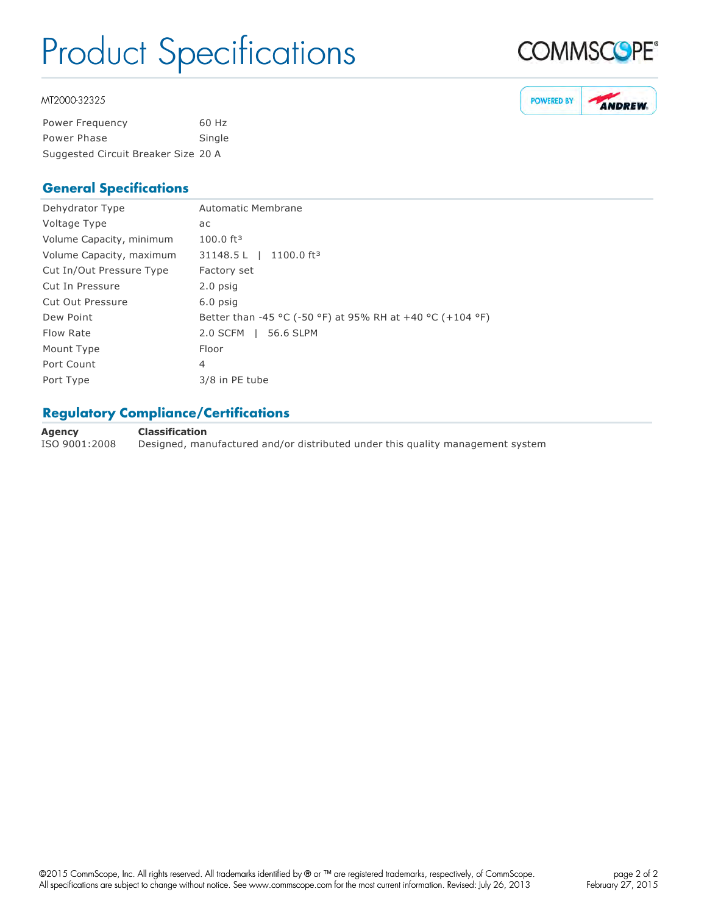# Product Specifications

MT2000-32325

| | |
|---|---|
| Power Frequency | 60 Hz |
| Power Phase | Single |
| Suggested Circuit Breaker Size | 20 A |

## General Specifications

| | |
|---|---|
| Dehydrator Type | Automatic Membrane |
| Voltage Type | ac |
| Volume Capacity, minimum | 100.0 $ft^3$ |
| Volume Capacity, maximum | 31148.5 L \| 1100.0 $ft^3$ |
| Cut In/Out Pressure Type | Factory set |
| Cut In Pressure | 2.0 psig |
| Cut Out Pressure | 6.0 psig |
| Dew Point | Better than -45 °C (-50 °F) at 95% RH at +40 °C (+104 °F) |
| Flow Rate | 2.0 SCFM \| 56.6 SLPM |
| Mount Type | Floor |
| Port Count | 4 |
| Port Type | 3/8 in PE tube |

## Regulatory Compliance/Certifications

| Agency | Classification |
|---|---|
| ISO 9001:2008 | Designed, manufactured and/or distributed under this quality management system |

©2015 CommScope, Inc. All rights reserved. All trademarks identified by ® or ™ are registered trademarks, respectively, of CommScope. All specifications are subject to change without notice. See www.commscope.com for the most current information. Revised: July 26, 2013

February 27, 2015